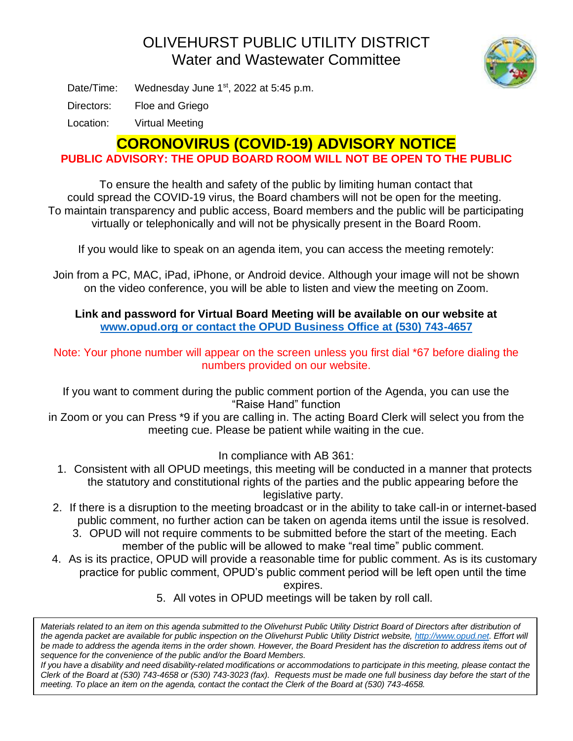# OLIVEHURST PUBLIC UTILITY DISTRICT
## Water and Wastewater Committee

Date/Time: Wednesday June 1st, 2022 at 5:45 p.m.

Directors: Floe and Griego

Location: Virtual Meeting

## CORONOVIRUS (COVID-19) ADVISORY NOTICE

**PUBLIC ADVISORY: THE OPUD BOARD ROOM WILL NOT BE OPEN TO THE PUBLIC**

To ensure the health and safety of the public by limiting human contact that could spread the COVID-19 virus, the Board chambers will not be open for the meeting. To maintain transparency and public access, Board members and the public will be participating virtually or telephonically and will not be physically present in the Board Room.

If you would like to speak on an agenda item, you can access the meeting remotely:

Join from a PC, MAC, iPad, iPhone, or Android device. Although your image will not be shown on the video conference, you will be able to listen and view the meeting on Zoom.

**Link and password for Virtual Board Meeting will be available on our website at [www.opud.org or contact the OPUD Business Office at (530) 743-4657](www.opud.org)**

Note: Your phone number will appear on the screen unless you first dial *67 before dialing the numbers provided on our website.

If you want to comment during the public comment portion of the Agenda, you can use the "Raise Hand" function in Zoom or you can Press *9 if you are calling in. The acting Board Clerk will select you from the meeting cue. Please be patient while waiting in the cue.

In compliance with AB 361:

1. Consistent with all OPUD meetings, this meeting will be conducted in a manner that protects the statutory and constitutional rights of the parties and the public appearing before the legislative party.
2. If there is a disruption to the meeting broadcast or in the ability to take call-in or internet-based public comment, no further action can be taken on agenda items until the issue is resolved.
3. OPUD will not require comments to be submitted before the start of the meeting. Each member of the public will be allowed to make "real time" public comment.
4. As is its practice, OPUD will provide a reasonable time for public comment. As is its customary practice for public comment, OPUD's public comment period will be left open until the time expires.
5. All votes in OPUD meetings will be taken by roll call.

*Materials related to an item on this agenda submitted to the Olivehurst Public Utility District Board of Directors after distribution of the agenda packet are available for public inspection on the Olivehurst Public Utility District website, [http://www.opud.net](http://www.opud.net). Effort will be made to address the agenda items in the order shown. However, the Board President has the discretion to address items out of sequence for the convenience of the public and/or the Board Members.*

*If you have a disability and need disability-related modifications or accommodations to participate in this meeting, please contact the Clerk of the Board at (530) 743-4658 or (530) 743-3023 (fax). Requests must be made one full business day before the start of the meeting. To place an item on the agenda, contact the contact the Clerk of the Board at (530) 743-4658.*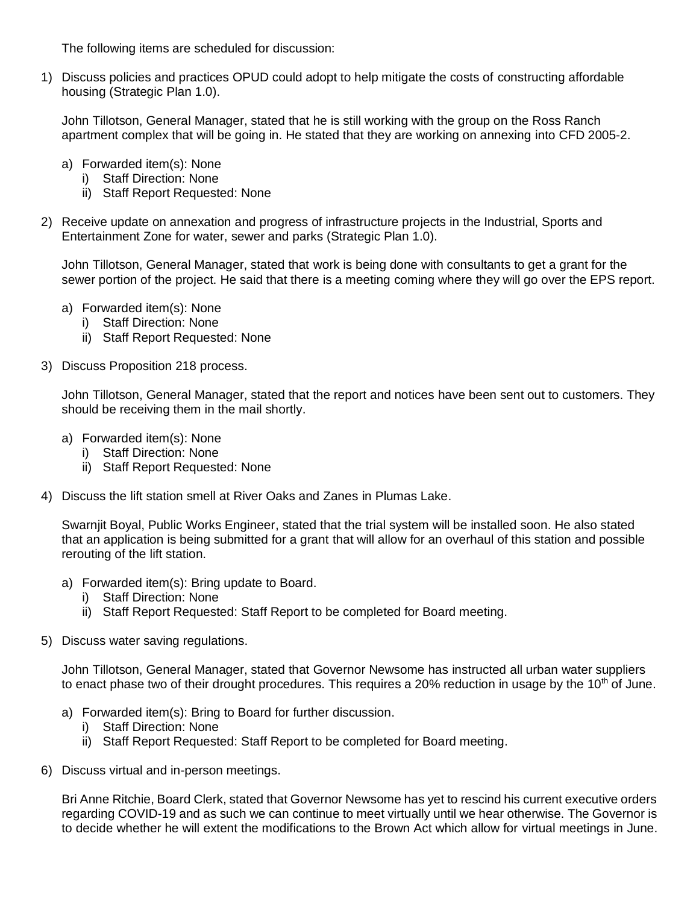The following items are scheduled for discussion:

1) Discuss policies and practices OPUD could adopt to help mitigate the costs of constructing affordable housing (Strategic Plan 1.0).

   John Tillotson, General Manager, stated that he is still working with the group on the Ross Ranch apartment complex that will be going in. He stated that they are working on annexing into CFD 2005-2.

   a) Forwarded item(s): None
      i) Staff Direction: None
      ii) Staff Report Requested: None

2) Receive update on annexation and progress of infrastructure projects in the Industrial, Sports and Entertainment Zone for water, sewer and parks (Strategic Plan 1.0).

   John Tillotson, General Manager, stated that work is being done with consultants to get a grant for the sewer portion of the project. He said that there is a meeting coming where they will go over the EPS report.

   a) Forwarded item(s): None
      i) Staff Direction: None
      ii) Staff Report Requested: None

3) Discuss Proposition 218 process.

   John Tillotson, General Manager, stated that the report and notices have been sent out to customers. They should be receiving them in the mail shortly.

   a) Forwarded item(s): None
      i) Staff Direction: None
      ii) Staff Report Requested: None

4) Discuss the lift station smell at River Oaks and Zanes in Plumas Lake.

   Swarnjit Boyal, Public Works Engineer, stated that the trial system will be installed soon. He also stated that an application is being submitted for a grant that will allow for an overhaul of this station and possible rerouting of the lift station.

   a) Forwarded item(s): Bring update to Board.
      i) Staff Direction: None
      ii) Staff Report Requested: Staff Report to be completed for Board meeting.

5) Discuss water saving regulations.

   John Tillotson, General Manager, stated that Governor Newsome has instructed all urban water suppliers to enact phase two of their drought procedures. This requires a 20% reduction in usage by the 10th of June.

   a) Forwarded item(s): Bring to Board for further discussion.
      i) Staff Direction: None
      ii) Staff Report Requested: Staff Report to be completed for Board meeting.

6) Discuss virtual and in-person meetings.

   Bri Anne Ritchie, Board Clerk, stated that Governor Newsome has yet to rescind his current executive orders regarding COVID-19 and as such we can continue to meet virtually until we hear otherwise. The Governor is to decide whether he will extent the modifications to the Brown Act which allow for virtual meetings in June.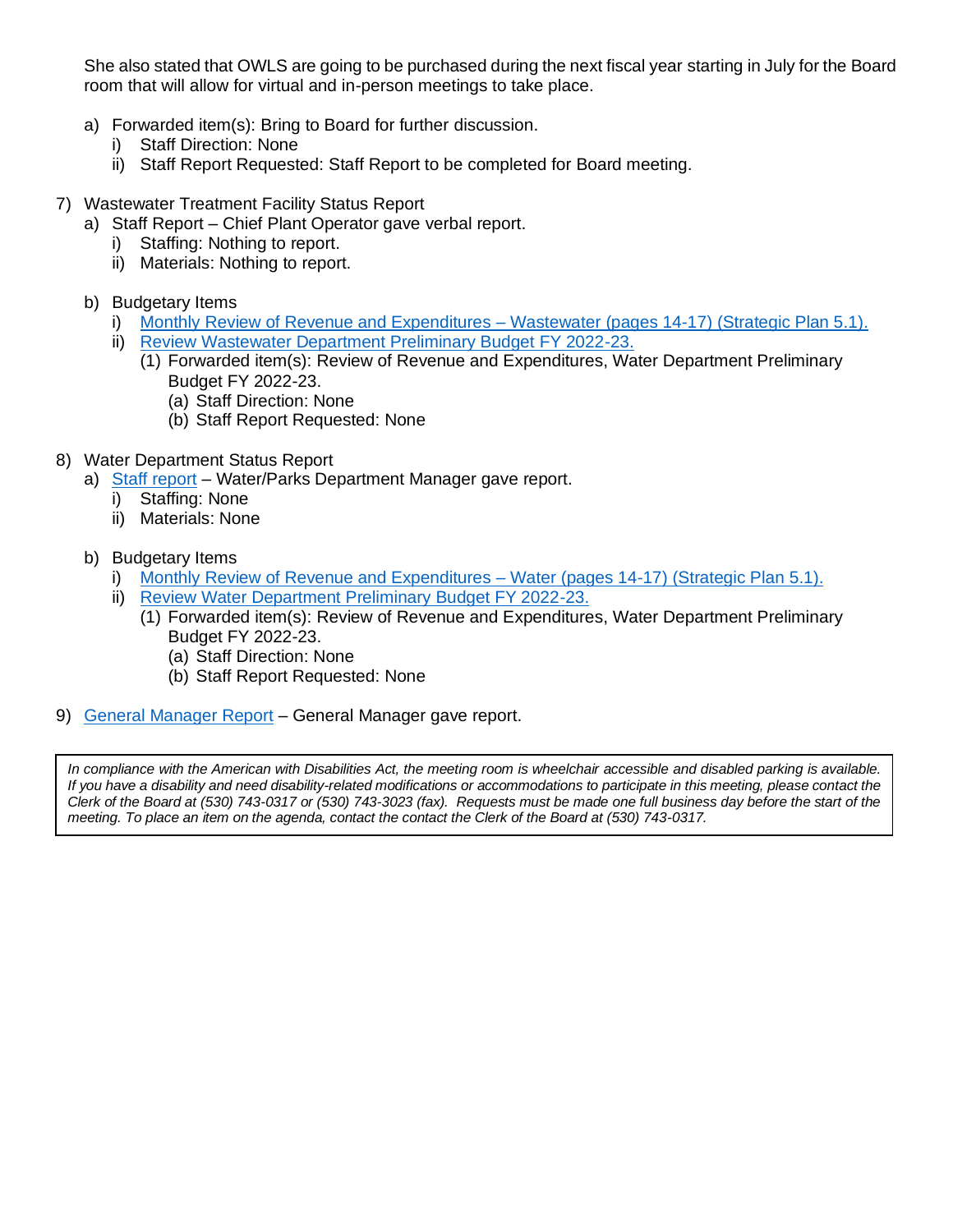She also stated that OWLS are going to be purchased during the next fiscal year starting in July for the Board room that will allow for virtual and in-person meetings to take place.

a) Forwarded item(s): Bring to Board for further discussion.
   i) Staff Direction: None
   ii) Staff Report Requested: Staff Report to be completed for Board meeting.

7) Wastewater Treatment Facility Status Report
   a) Staff Report – Chief Plant Operator gave verbal report.
      i) Staffing: Nothing to report.
      ii) Materials: Nothing to report.

   b) Budgetary Items
      i) Monthly Review of Revenue and Expenditures – Wastewater (pages 14-17) (Strategic Plan 5.1).
      ii) Review Wastewater Department Preliminary Budget FY 2022-23.
         (1) Forwarded item(s): Review of Revenue and Expenditures, Water Department Preliminary Budget FY 2022-23.
            (a) Staff Direction: None
            (b) Staff Report Requested: None

8) Water Department Status Report
   a) Staff report – Water/Parks Department Manager gave report.
      i) Staffing: None
      ii) Materials: None

   b) Budgetary Items
      i) Monthly Review of Revenue and Expenditures – Water (pages 14-17) (Strategic Plan 5.1).
      ii) Review Water Department Preliminary Budget FY 2022-23.
         (1) Forwarded item(s): Review of Revenue and Expenditures, Water Department Preliminary Budget FY 2022-23.
            (a) Staff Direction: None
            (b) Staff Report Requested: None

9) General Manager Report – General Manager gave report.

*In compliance with the American with Disabilities Act, the meeting room is wheelchair accessible and disabled parking is available. If you have a disability and need disability-related modifications or accommodations to participate in this meeting, please contact the Clerk of the Board at (530) 743-0317 or (530) 743-3023 (fax). Requests must be made one full business day before the start of the meeting. To place an item on the agenda, contact the contact the Clerk of the Board at (530) 743-0317.*